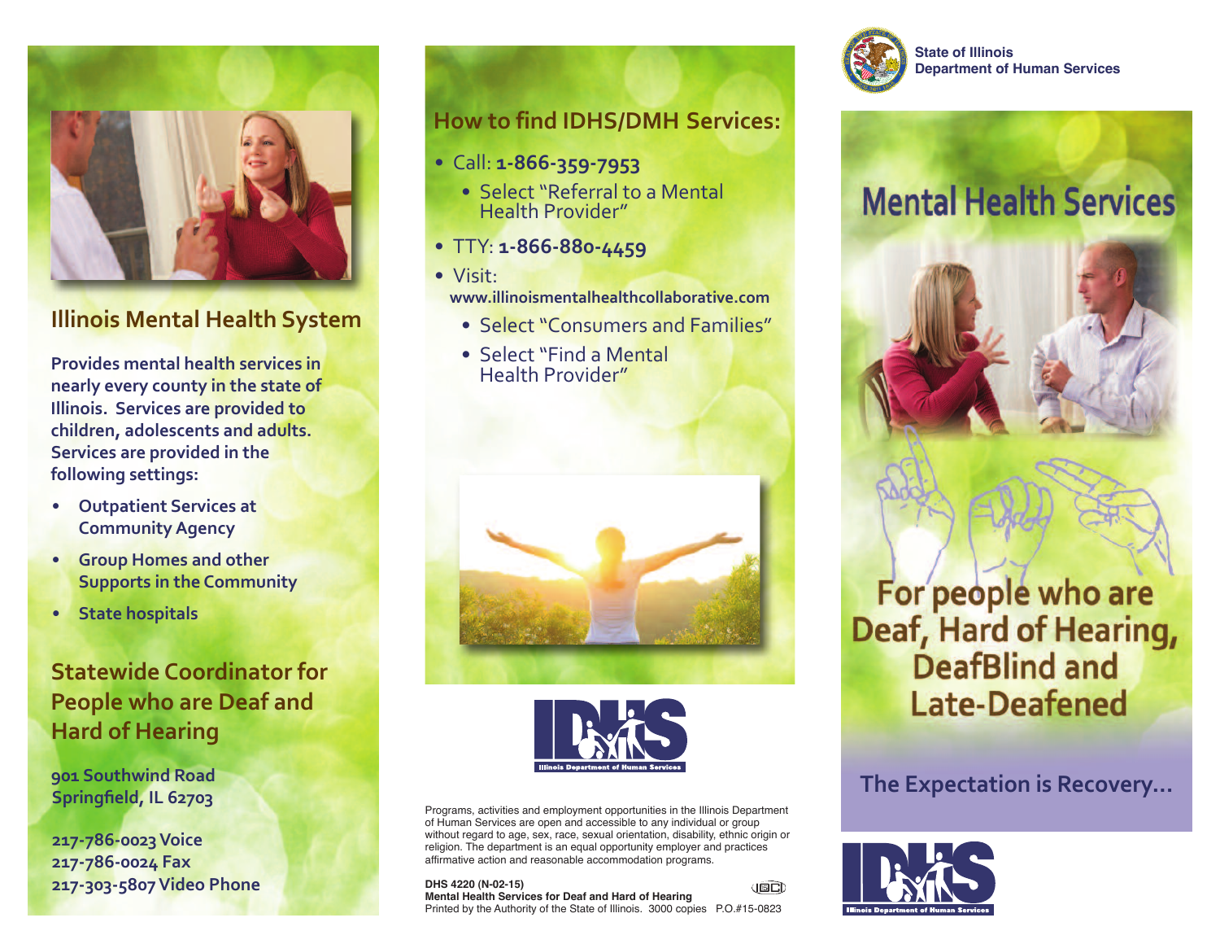## Illinois Mental Health System

**Provides mental health services in nearly every county in the state of Illinois. Services are provided to children, adolescents and adults. Services are provided in the following settings:**

- **Outpatient Services at Community Agency**
- **Group Homes and other Supports in the Community**
- **State hospitals**

## Statewide Coordinator for People who are Deaf and Hard of Hearing

**901 Southwind Road**
**Springfield, IL 62703**

**217-786-0023 Voice**
**217-786-0024 Fax**
**217-303-5807 Video Phone**

## How to find IDHS/DMH Services:

- Call: **1-866-359-7953**
  - Select "Referral to a Mental Health Provider"
- TTY: **1-866-880-4459**
- Visit: **www.illinoismentalhealthcollaborative.com**
  - Select "Consumers and Families"
  - Select "Find a Mental Health Provider"

IDHS Illinois Department of Human Services

Programs, activities and employment opportunities in the Illinois Department of Human Services are open and accessible to any individual or group without regard to age, sex, race, sexual orientation, disability, ethnic origin or religion. The department is an equal opportunity employer and practices affirmative action and reasonable accommodation programs.

**DHS 4220 (N-02-15)**
**Mental Health Services for Deaf and Hard of Hearing**
Printed by the Authority of the State of Illinois. 3000 copies P.O.#15-0823

**State of Illinois**
**Department of Human Services**

# Mental Health Services

## For people who are Deaf, Hard of Hearing, DeafBlind and Late-Deafened

**The Expectation is Recovery...**

IDHS Illinois Department of Human Services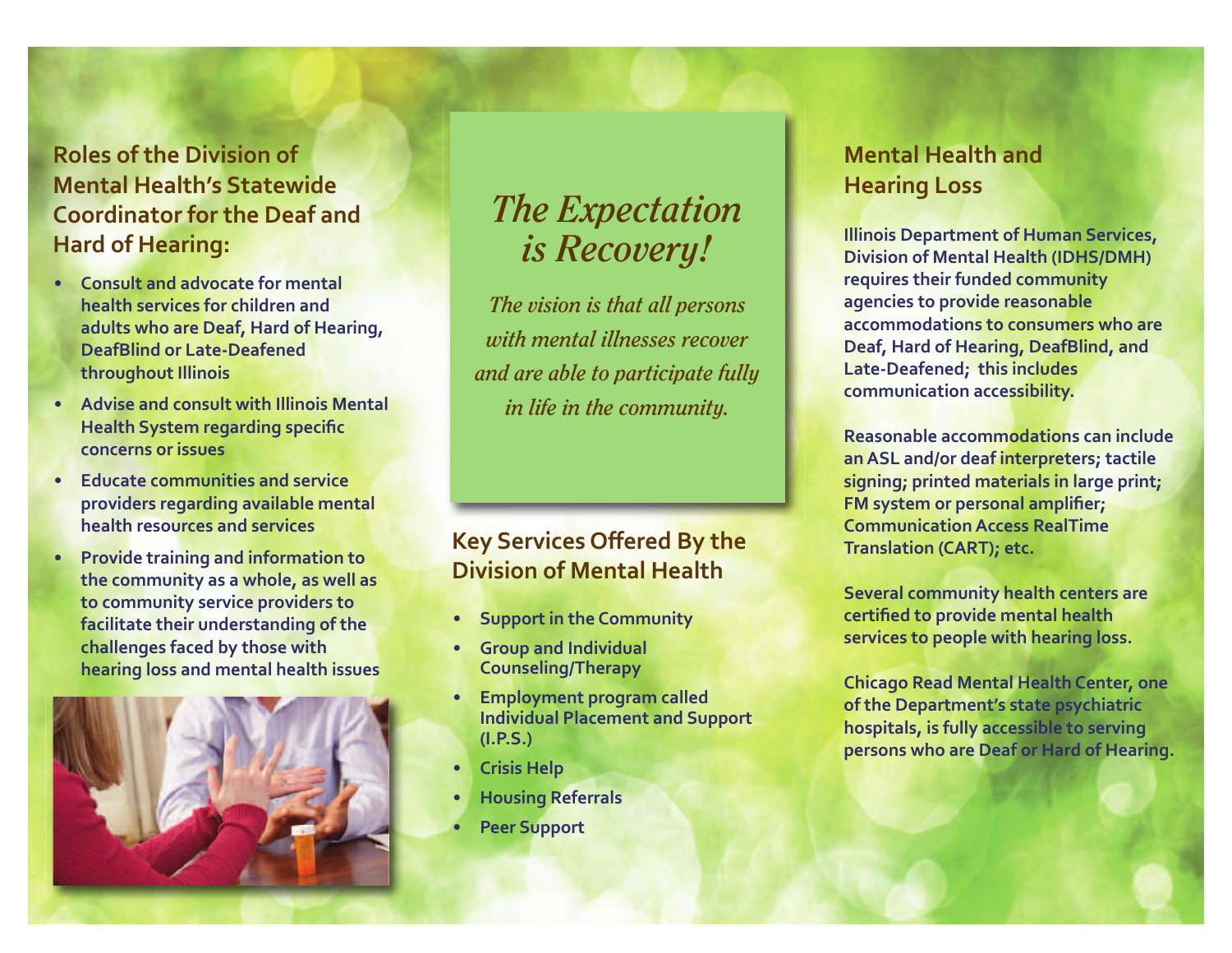## Roles of the Division of Mental Health's Statewide Coordinator for the Deaf and Hard of Hearing:

- Consult and advocate for mental health services for children and adults who are Deaf, Hard of Hearing, DeafBlind or Late-Deafened throughout Illinois
- Advise and consult with Illinois Mental Health System regarding specific concerns or issues
- Educate communities and service providers regarding available mental health resources and services
- Provide training and information to the community as a whole, as well as to community service providers to facilitate their understanding of the challenges faced by those with hearing loss and mental health issues

# *The Expectation is Recovery!*

*The vision is that all persons with mental illnesses recover and are able to participate fully in life in the community.*

## Key Services Offered By the Division of Mental Health

- Support in the Community
- Group and Individual Counseling/Therapy
- Employment program called Individual Placement and Support (I.P.S.)
- Crisis Help
- Housing Referrals
- Peer Support

## Mental Health and Hearing Loss

Illinois Department of Human Services, Division of Mental Health (IDHS/DMH) requires their funded community agencies to provide reasonable accommodations to consumers who are Deaf, Hard of Hearing, DeafBlind, and Late-Deafened; this includes communication accessibility.

Reasonable accommodations can include an ASL and/or deaf interpreters; tactile signing; printed materials in large print; FM system or personal amplifier; Communication Access RealTime Translation (CART); etc.

Several community health centers are certified to provide mental health services to people with hearing loss.

Chicago Read Mental Health Center, one of the Department's state psychiatric hospitals, is fully accessible to serving persons who are Deaf or Hard of Hearing.